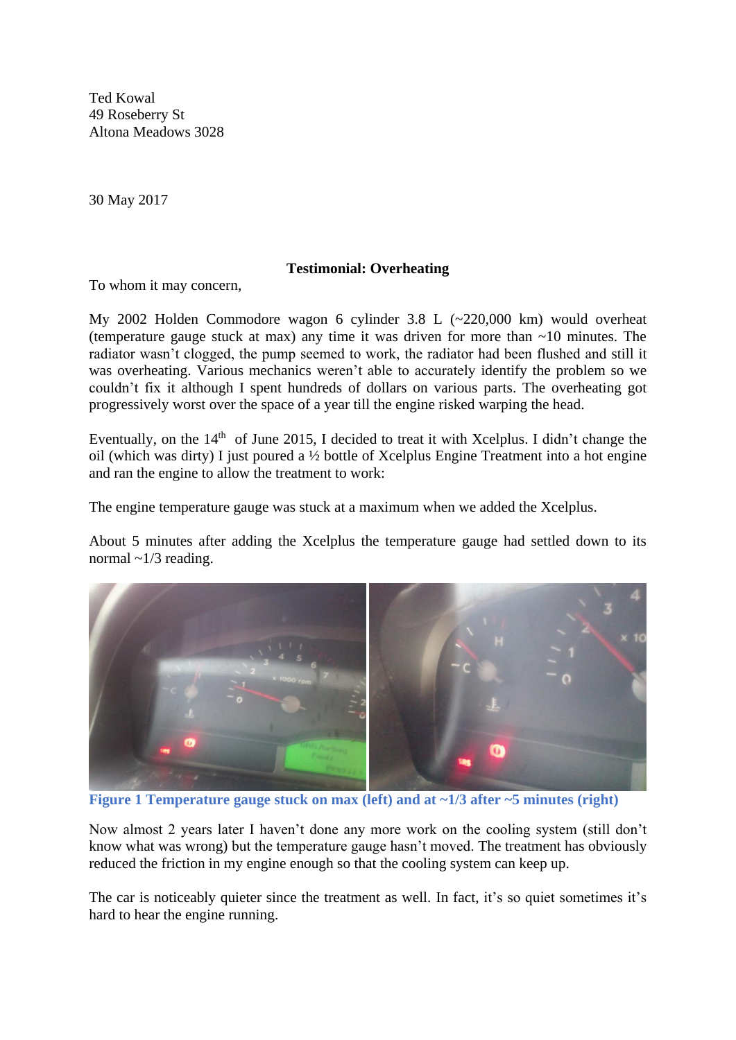Ted Kowal
49 Roseberry St
Altona Meadows 3028

30 May 2017

**Testimonial: Overheating**

To whom it may concern,

My 2002 Holden Commodore wagon 6 cylinder 3.8 L (~220,000 km) would overheat (temperature gauge stuck at max) any time it was driven for more than ~10 minutes. The radiator wasn't clogged, the pump seemed to work, the radiator had been flushed and still it was overheating. Various mechanics weren't able to accurately identify the problem so we couldn't fix it although I spent hundreds of dollars on various parts. The overheating got progressively worst over the space of a year till the engine risked warping the head.

Eventually, on the 14th of June 2015, I decided to treat it with Xcelplus. I didn't change the oil (which was dirty) I just poured a ½ bottle of Xcelplus Engine Treatment into a hot engine and ran the engine to allow the treatment to work:

The engine temperature gauge was stuck at a maximum when we added the Xcelplus.

About 5 minutes after adding the Xcelplus the temperature gauge had settled down to its normal ~1/3 reading.

**Figure 1 Temperature gauge stuck on max (left) and at ~1/3 after ~5 minutes (right)**

Now almost 2 years later I haven't done any more work on the cooling system (still don't know what was wrong) but the temperature gauge hasn't moved. The treatment has obviously reduced the friction in my engine enough so that the cooling system can keep up.

The car is noticeably quieter since the treatment as well. In fact, it's so quiet sometimes it's hard to hear the engine running.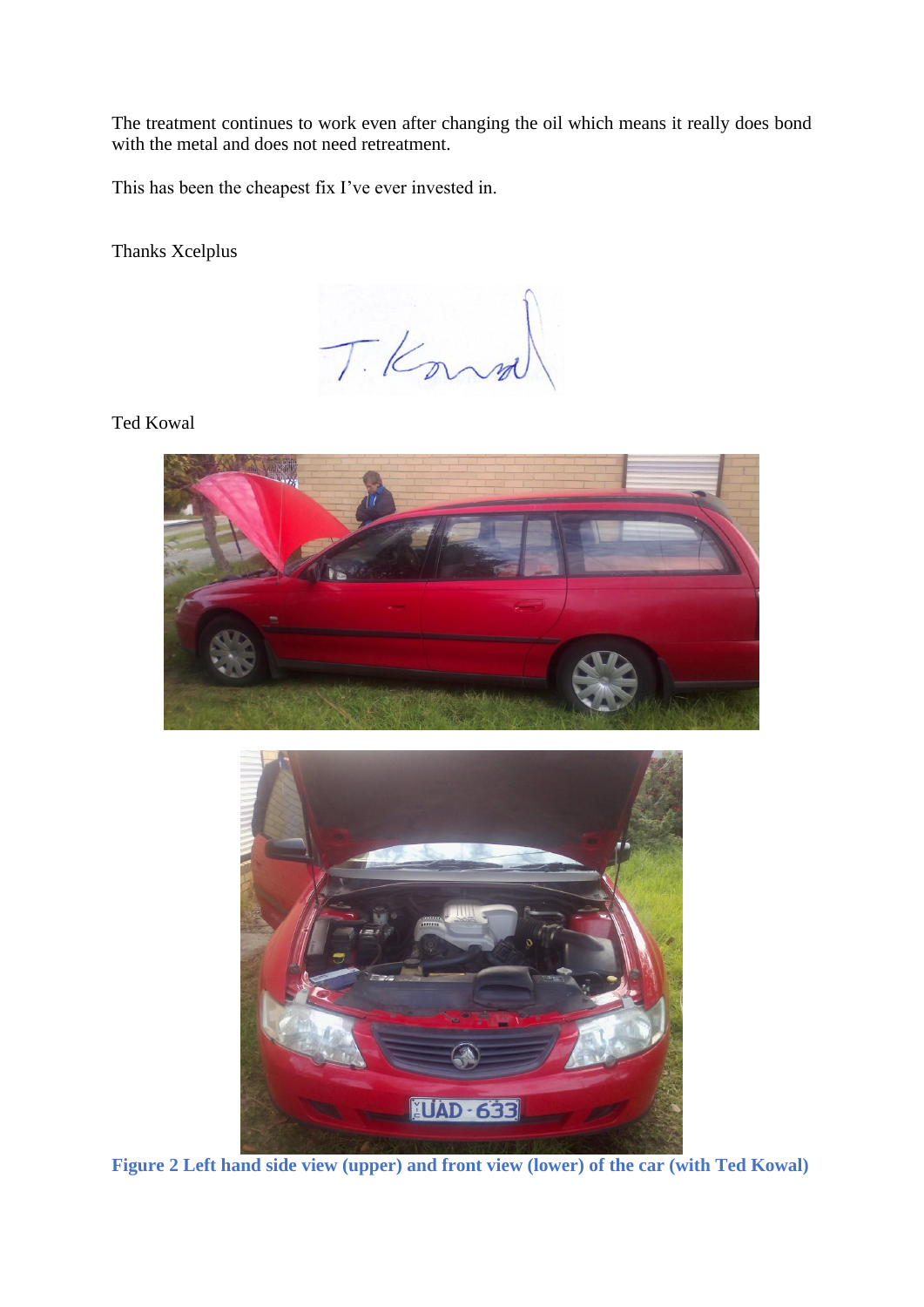The treatment continues to work even after changing the oil which means it really does bond with the metal and does not need retreatment.

This has been the cheapest fix I've ever invested in.

Thanks Xcelplus

Ted Kowal

**Figure 2 Left hand side view (upper) and front view (lower) of the car (with Ted Kowal)**